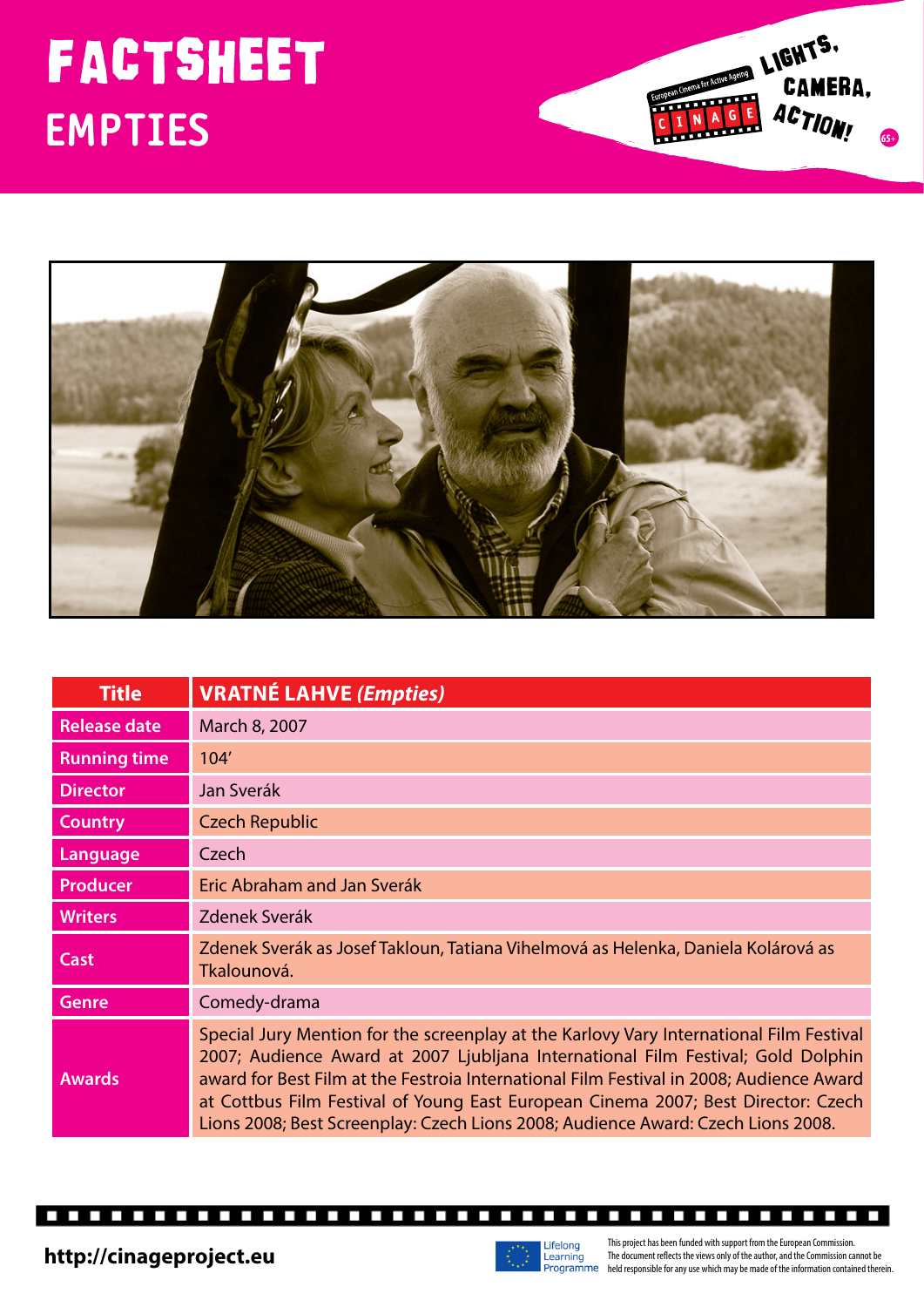# FACTSHEET

## EMPTIES

| Title | VRATNÉ LAHVE *(Empties)* |
|---|---|
| Release date | March 8, 2007 |
| Running time | 104' |
| Director | Jan Sverák |
| Country | Czech Republic |
| Language | Czech |
| Producer | Eric Abraham and Jan Sverák |
| Writers | Zdenek Sverák |
| Cast | Zdenek Sverák as Josef Takloun, Tatiana Vihelmová as Helenka, Daniela Kolárová as Tkalounová. |
| Genre | Comedy-drama |
| Awards | Special Jury Mention for the screenplay at the Karlovy Vary International Film Festival 2007; Audience Award at 2007 Ljubljana International Film Festival; Gold Dolphin award for Best Film at the Festroia International Film Festival in 2008; Audience Award at Cottbus Film Festival of Young East European Cinema 2007; Best Director: Czech Lions 2008; Best Screenplay: Czech Lions 2008; Audience Award: Czech Lions 2008. |

**http://cinageproject.eu**

Lifelong Learning Programme

This project has been funded with support from the European Commission. The document reflects the views only of the author, and the Commission cannot be held responsible for any use which may be made of the information contained therein.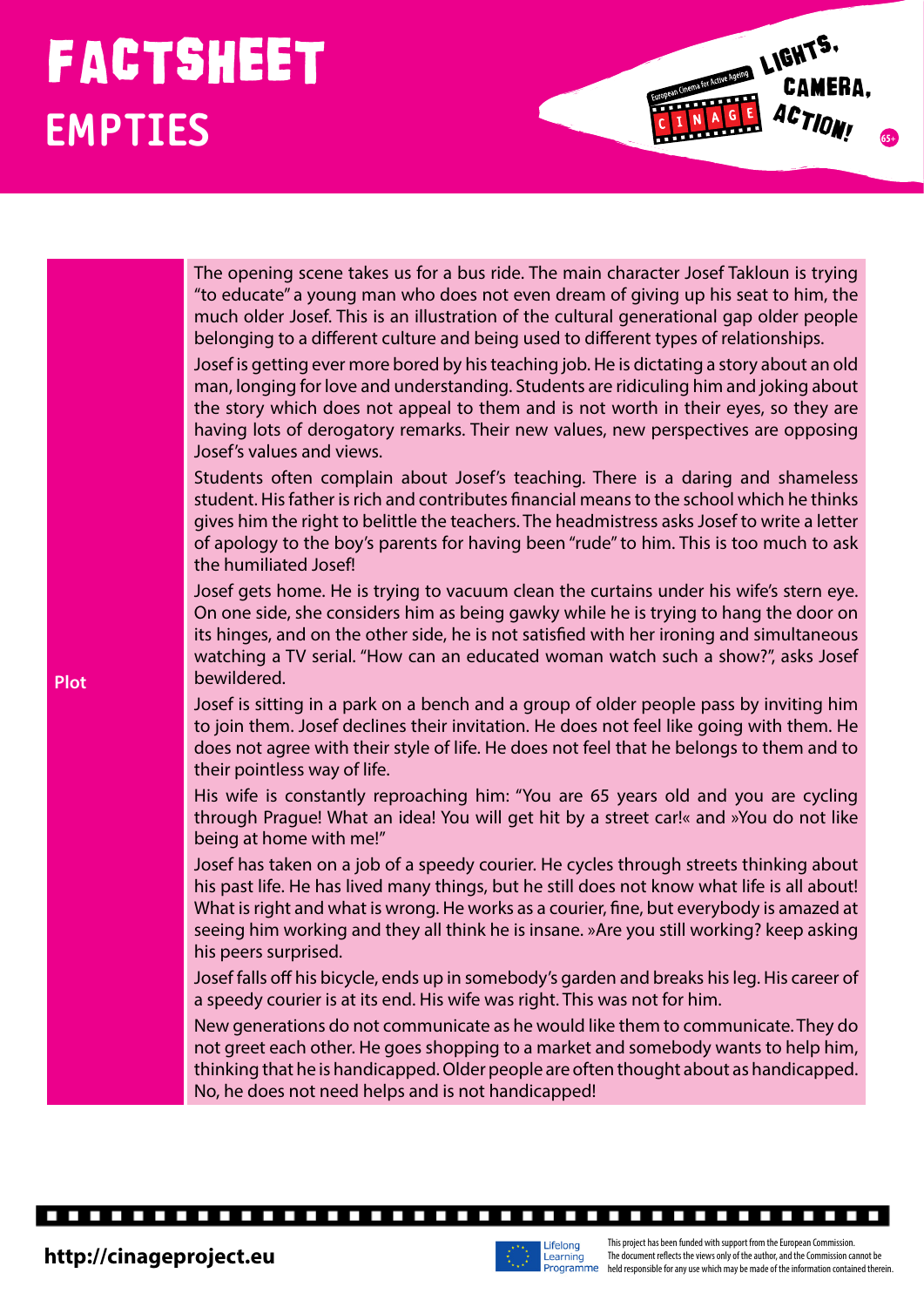# FACTSHEET
## EMPTIES

| | |
|---|---|
| **Plot** | The opening scene takes us for a bus ride. The main character Josef Takloun is trying "to educate" a young man who does not even dream of giving up his seat to him, the much older Josef. This is an illustration of the cultural generational gap older people belonging to a different culture and being used to different types of relationships.<br><br>Josef is getting ever more bored by his teaching job. He is dictating a story about an old man, longing for love and understanding. Students are ridiculing him and joking about the story which does not appeal to them and is not worth in their eyes, so they are having lots of derogatory remarks. Their new values, new perspectives are opposing Josef's values and views.<br><br>Students often complain about Josef's teaching. There is a daring and shameless student. His father is rich and contributes financial means to the school which he thinks gives him the right to belittle the teachers. The headmistress asks Josef to write a letter of apology to the boy's parents for having been "rude" to him. This is too much to ask the humiliated Josef!<br><br>Josef gets home. He is trying to vacuum clean the curtains under his wife's stern eye. On one side, she considers him as being gawky while he is trying to hang the door on its hinges, and on the other side, he is not satisfied with her ironing and simultaneous watching a TV serial. "How can an educated woman watch such a show?", asks Josef bewildered.<br><br>Josef is sitting in a park on a bench and a group of older people pass by inviting him to join them. Josef declines their invitation. He does not feel like going with them. He does not agree with their style of life. He does not feel that he belongs to them and to their pointless way of life.<br><br>His wife is constantly reproaching him: "You are 65 years old and you are cycling through Prague! What an idea! You will get hit by a street car!« and »You do not like being at home with me!"<br><br>Josef has taken on a job of a speedy courier. He cycles through streets thinking about his past life. He has lived many things, but he still does not know what life is all about! What is right and what is wrong. He works as a courier, fine, but everybody is amazed at seeing him working and they all think he is insane. »Are you still working? keep asking his peers surprised.<br><br>Josef falls off his bicycle, ends up in somebody's garden and breaks his leg. His career of a speedy courier is at its end. His wife was right. This was not for him.<br><br>New generations do not communicate as he would like them to communicate. They do not greet each other. He goes shopping to a market and somebody wants to help him, thinking that he is handicapped. Older people are often thought about as handicapped. No, he does not need helps and is not handicapped! |

http://cinageproject.eu

This project has been funded with support from the European Commission. The document reflects the views only of the author, and the Commission cannot be held responsible for any use which may be made of the information contained therein.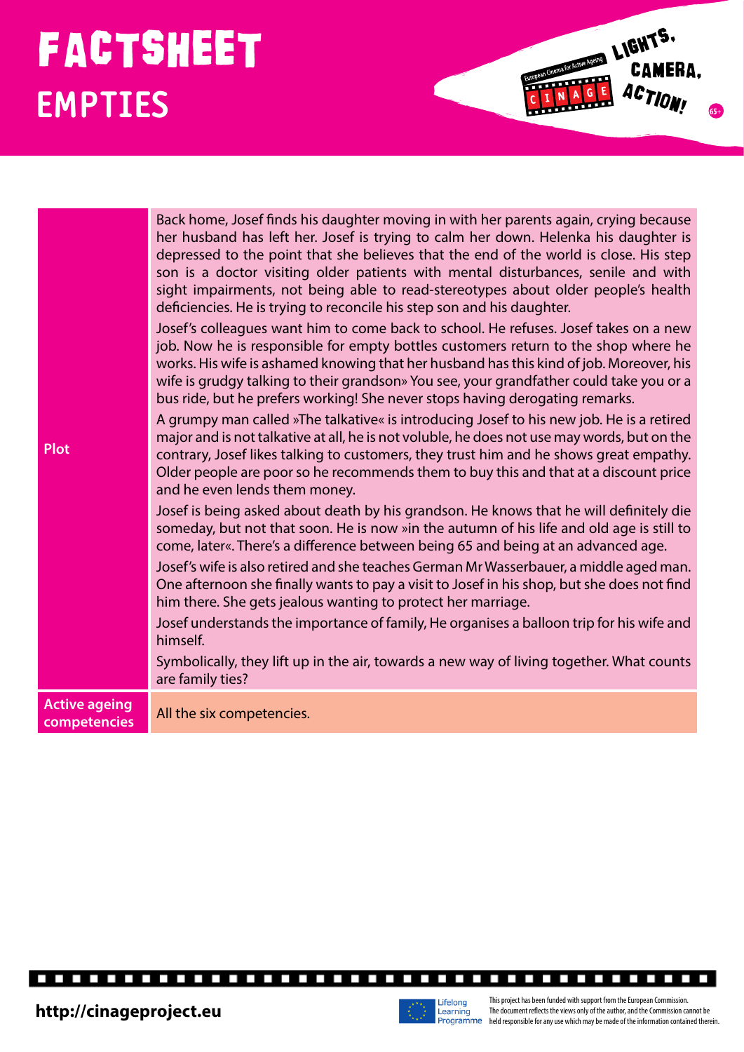# FACTSHEET
## EMPTIES

| | |
|---|---|
| Plot | Back home, Josef finds his daughter moving in with her parents again, crying because her husband has left her. Josef is trying to calm her down. Helenka his daughter is depressed to the point that she believes that the end of the world is close. His step son is a doctor visiting older patients with mental disturbances, senile and with sight impairments, not being able to read-stereotypes about older people's health deficiencies. He is trying to reconcile his step son and his daughter.<br>Josef's colleagues want him to come back to school. He refuses. Josef takes on a new job. Now he is responsible for empty bottles customers return to the shop where he works. His wife is ashamed knowing that her husband has this kind of job. Moreover, his wife is grudgy talking to their grandson» You see, your grandfather could take you or a bus ride, but he prefers working! She never stops having derogating remarks.<br>A grumpy man called »The talkative« is introducing Josef to his new job. He is a retired major and is not talkative at all, he is not voluble, he does not use may words, but on the contrary, Josef likes talking to customers, they trust him and he shows great empathy. Older people are poor so he recommends them to buy this and that at a discount price and he even lends them money.<br>Josef is being asked about death by his grandson. He knows that he will definitely die someday, but not that soon. He is now »in the autumn of his life and old age is still to come, later«. There's a difference between being 65 and being at an advanced age.<br>Josef's wife is also retired and she teaches German Mr Wasserbauer, a middle aged man. One afternoon she finally wants to pay a visit to Josef in his shop, but she does not find him there. She gets jealous wanting to protect her marriage.<br>Josef understands the importance of family, He organises a balloon trip for his wife and himself.<br>Symbolically, they lift up in the air, towards a new way of living together. What counts are family ties? |
| Active ageing competencies | All the six competencies. |

http://cinageproject.eu

Lifelong Learning Programme

This project has been funded with support from the European Commission. The document reflects the views only of the author, and the Commission cannot be held responsible for any use which may be made of the information contained therein.